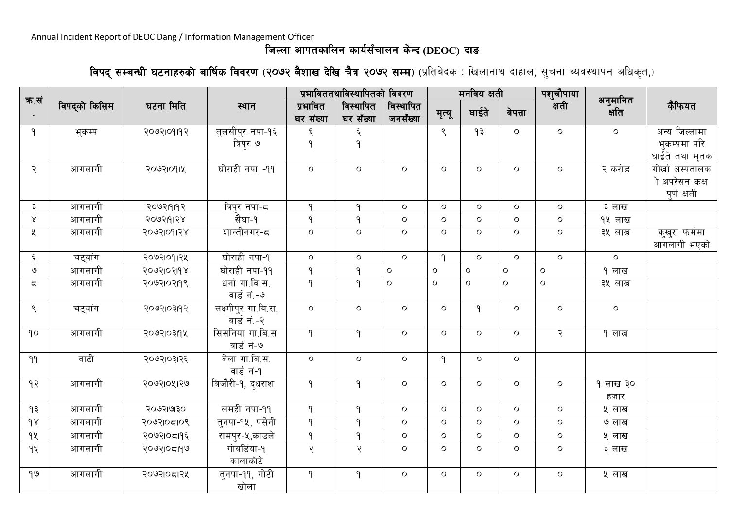Annual Incident Report of DEOC Dang / Information Management Officer

# जिल्ला आपतकालिन कार्यसँचालन केन्द्र (DEOC) दाङ

## विपद् सम्बन्धी घटनाहरुको बार्षिक विवरण (२०७२ बैशाख देखि चैत्र २०७२ सम्म) (प्रतिबेदक : खिलानाथ दाहाल, सुचना व्यवस्थापन अधिकृत,)

| क्र.सं. | विपद्को किसिम | घटना मिति | स्थान | प्रभाविततथाविस्थापितको विवरण | | | मनविय क्षती | | | पशुचौपाया क्षती | अनुमानित क्षति | कैफियत |
|---|---|---|---|---|---|---|---|---|---|---|---|---|
| | | | | प्रभावित घर संख्या | विस्थापित घर सँख्या | विस्थापित जनसँख्या | मृत्यू | घाईते | वेपत्ता | | | |
| १ | भुकम्प | २०७२।०१।१२ | तुलसीपुर नपा-१६ त्रिपुर ७ | ६ १ | ६ १ | | ९ | १३ | ० | ० | ० | अन्य जिल्लामा भुकम्पमा परि घाईते तथा मृतक |
| २ | आगलागी | २०७२।०१।५ | घोराही नपा -११ | ० | ० | ० | ० | ० | ० | ० | २ करोड | गोर्खा अस्पतालको अपरेसन कक्ष पुर्ण क्षती |
| ३ | आगलागी | २०७२।१।१२ | त्रिपुर नपा-८ | १ | १ | ० | ० | ० | ० | ० | ३ लाख | |
| ४ | आगलागी | २०७२।१।२४ | सैघा-१ | १ | १ | ० | ० | ० | ० | ० | १५ लाख | |
| ५ | आगलागी | २०७२।०१।२४ | शान्तीनगर-८ | ० | ० | ० | ० | ० | ० | ० | ३५ लाख | कुखुरा फर्ममा आगलागी भएको |
| ६ | चट्यांग | २०७२।०१।२५ | घोराही नपा-१ | ० | ० | ० | १ | ० | ० | ० | ० | |
| ७ | आगलागी | २०७२।०२।१४ | घोराही नपा-११ | १ | १ | ० | ० | ० | ० | ० | १ लाख | |
| ८ | आगलागी | २०७२।०२।१९ | धर्ना गा.बि.स. वार्ड नं.-७ | १ | १ | ० | ० | ० | ० | ० | ३५ लाख | |
| ९ | चट्यांग | २०७२।०३।१२ | लक्ष्मीपुर गा.बि.स. वार्ड नं.-२ | ० | ० | ० | ० | १ | ० | ० | ० | |
| १० | आगलागी | २०७२।०३।१५ | सिसनिया गा.बि.स. वार्ड नं-७ | १ | १ | ० | ० | ० | ० | २ | १ लाख | |
| ११ | बाढी | २०७२।०३।२६ | बेला गा.बि.स. वार्ड नं-१ | ० | ० | ० | १ | ० | ० | | | |
| १२ | आगलागी | २०७२।०५।२७ | बिजौरी-१, दुधराश | १ | १ | ० | ० | ० | ० | ० | १ लाख ३० हजार | |
| १३ | आगलागी | २०७२।७।३० | लमही नपा-११ | १ | १ | ० | ० | ० | ० | ० | ५ लाख | |
| १४ | आगलागी | २०७२।०८।०९ | तुनपा-१५, पर्सेनी | १ | १ | ० | ० | ० | ० | ० | ७ लाख | |
| १५ | आगलागी | २०७२।०८।१६ | रामपुर-५,काउले | १ | १ | ० | ० | ० | ० | ० | ५ लाख | |
| १६ | आगलागी | २०७२।०८।१७ | गोबर्डिया-१ कालाकाँटे | २ | २ | ० | ० | ० | ० | ० | ३ लाख | |
| १७ | आगलागी | २०७२।०८।२५ | तुनपा-११, गोटी खोला | १ | १ | ० | ० | ० | ० | ० | ५ लाख | |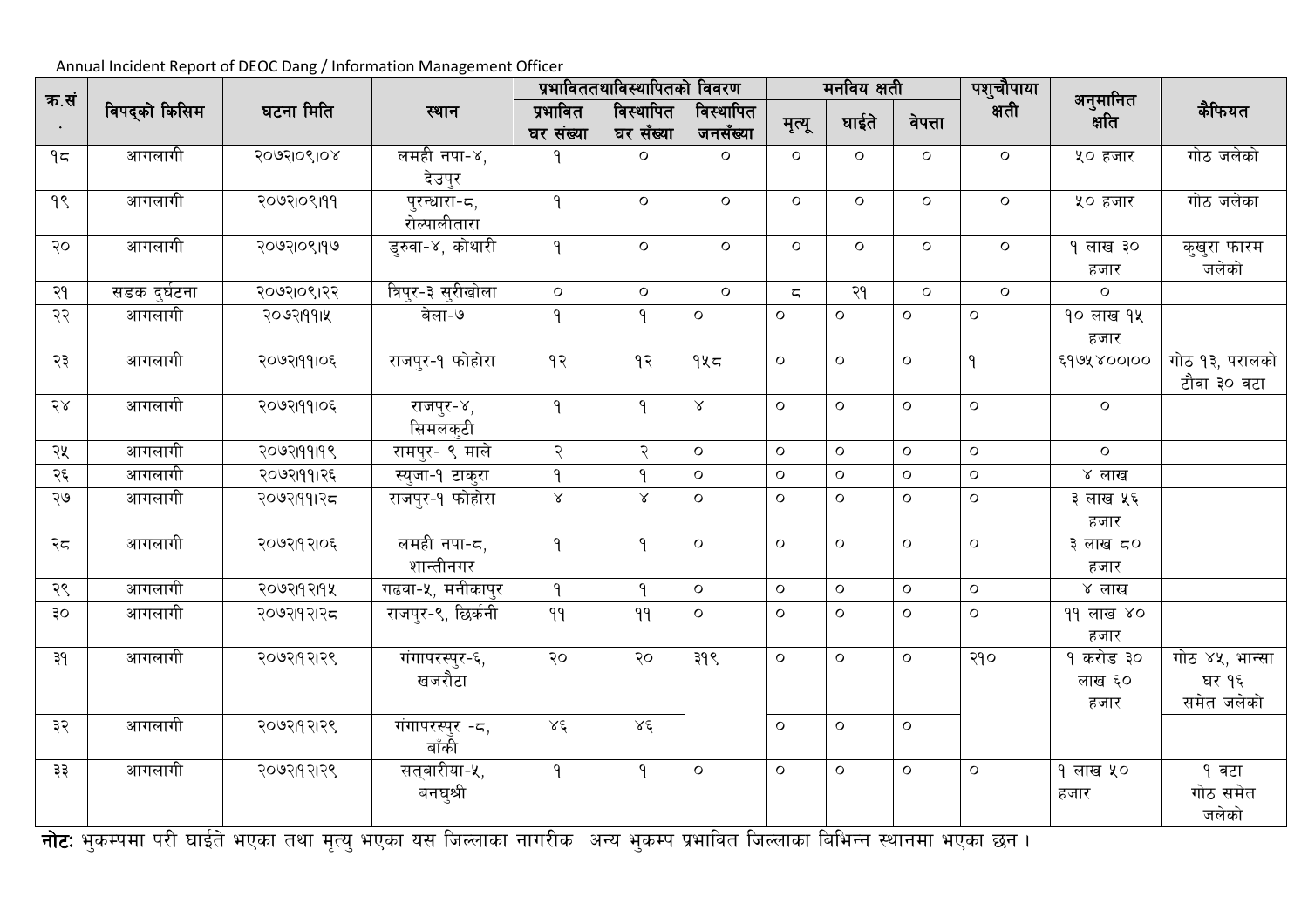Annual Incident Report of DEOC Dang / Information Management Officer

| क्र.सं. | विपद्को किसिम | घटना मिति | स्थान | प्रभाविततथाविस्थापितको विवरण | | | मनविय क्षती | | | पशुचौपाया क्षती | अनुमानित क्षति | कैफियत |
|---|---|---|---|---|---|---|---|---|---|---|---|---|
| | | | | प्रभावित घर संख्या | विस्थापित घर सँख्या | विस्थापित जनसँख्या | मृत्यू | घाईते | बेपत्ता | | | |
| १८ | आगलागी | २०७२।०९।०४ | लमही नपा-४, देउपुर | १ | ० | ० | ० | ० | ० | ० | ५० हजार | गोठ जलेको |
| १९ | आगलागी | २०७२।०९।११ | पुरन्धारा-८, रोल्पालीतारा | १ | ० | ० | ० | ० | ० | ० | ५० हजार | गोठ जलेका |
| २० | आगलागी | २०७२।०९।१७ | डुरुवा-४, कोथारी | १ | ० | ० | ० | ० | ० | ० | १ लाख ३० हजार | कुखुरा फारम जलेको |
| २१ | सडक दुर्घटना | २०७२।०९।२२ | त्रिपुर-३ सुरीखोला | ० | ० | ० | ८ | २१ | ० | ० | ० | |
| २२ | आगलागी | २०७२।११।५ | बेला-७ | १ | १ | ० | ० | ० | ० | ० | १० लाख १५ हजार | |
| २३ | आगलागी | २०७२।११।०६ | राजपुर-१ फोहोरा | १२ | १२ | १५८ | ० | ० | ० | १ | ६१७५४००।०० | गोठ १३, परालको टौवा ३० वटा |
| २४ | आगलागी | २०७२।११।०६ | राजपुर-४, सिमलकुटी | १ | १ | ४ | ० | ० | ० | ० | ० | |
| २५ | आगलागी | २०७२।११।१९ | रामपुर- ९ माले | २ | २ | ० | ० | ० | ० | ० | ० | |
| २६ | आगलागी | २०७२।११।२६ | स्युजा-१ टाकुरा | १ | १ | ० | ० | ० | ० | ० | ४ लाख | |
| २७ | आगलागी | २०७२।११।२८ | राजपुर-१ फोहोरा | ४ | ४ | ० | ० | ० | ० | ० | ३ लाख ५६ हजार | |
| २८ | आगलागी | २०७२।१२।०६ | लमही नपा-८, शान्तीनगर | १ | १ | ० | ० | ० | ० | ० | ३ लाख ८० हजार | |
| २९ | आगलागी | २०७२।१२।१५ | गढवा-५, मनीकापुर | १ | १ | ० | ० | ० | ० | ० | ४ लाख | |
| ३० | आगलागी | २०७२।१२।२८ | राजपुर-९, छिर्कनी | ११ | ११ | ० | ० | ० | ० | ० | ११ लाख ४० हजार | |
| ३१ | आगलागी | २०७२।१२।२९ | गंगापरस्पुर-६, खजरौटा | २० | २० | ३१९ | ० | ० | ० | २१० | १ करोड ३० लाख ६० हजार | गोठ ४५, भान्सा घर १६ समेत जलेको |
| ३२ | आगलागी | २०७२।१२।२९ | गंगापरस्पुर -८, बाँकी | ४६ | ४६ | | ० | ० | ० | | | |
| ३३ | आगलागी | २०७२।१२।२९ | सत्वारीया-५, बनघुश्री | १ | १ | ० | ० | ० | ० | ० | १ लाख ५० हजार | १ वटा गोठ समेत जलेको |

**नोटः** भुकम्पमा परी घाईते भएका तथा मृत्यु भएका यस जिल्लाका नागरीक अन्य भुकम्प प्रभावित जिल्लाका बिभिन्न स्थानमा भएका छन ।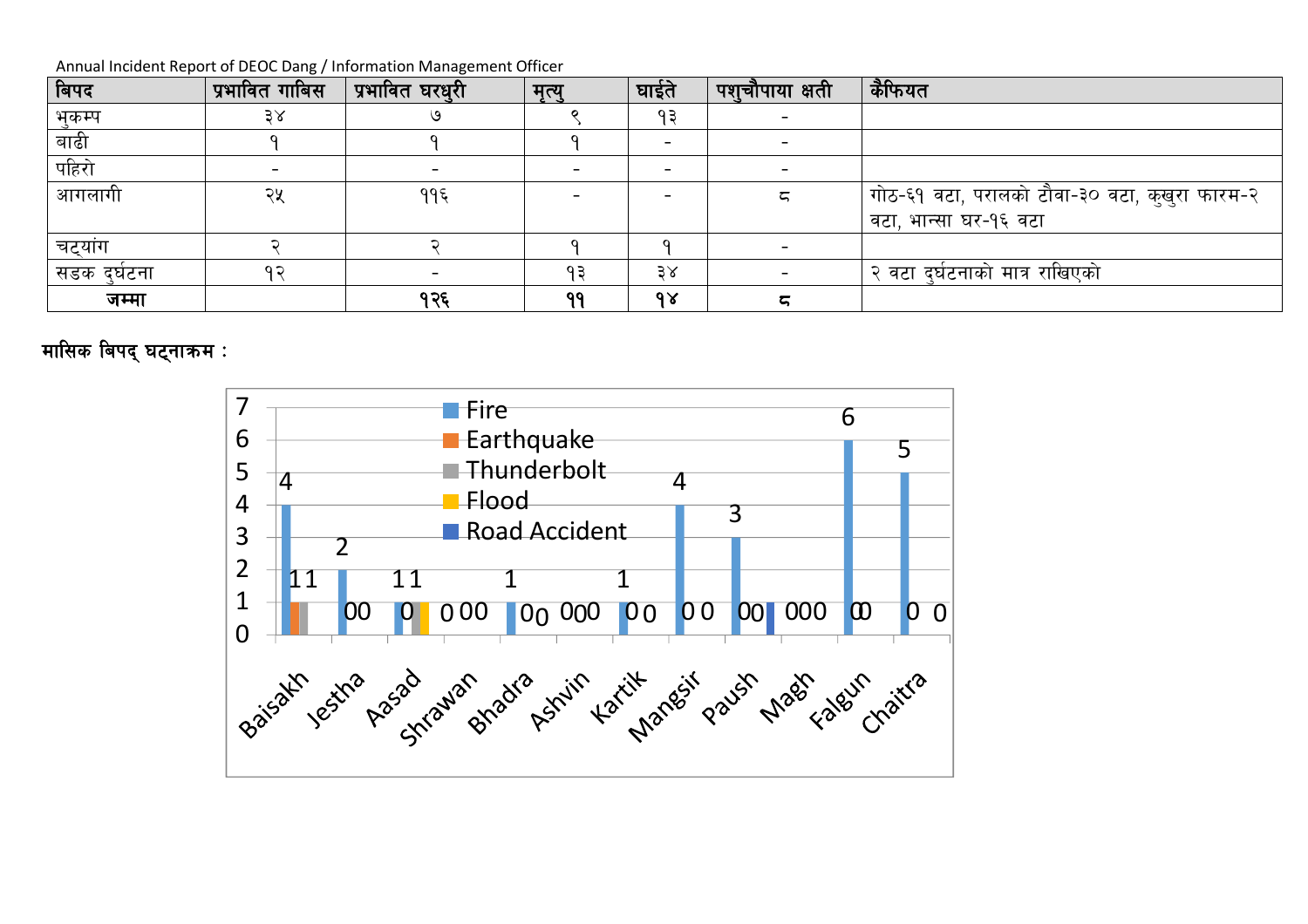Annual Incident Report of DEOC Dang / Information Management Officer

| बिपद | प्रभावित गाबिस | प्रभावित घरधुरी | मृत्यु | घाईते | पशुचौपाया क्षती | कैफियत |
|---|---|---|---|---|---|---|
| भुकम्प | ३४ | ७ | ९ | १३ | - | |
| बाढी | १ | १ | १ | - | - | |
| पहिरो | - | - | - | - | - | |
| आगलागी | २५ | ११६ | - | - | ८ | गोठ-६१ वटा, परालको टौवा-३० वटा, कुखुरा फारम-२ वटा, भान्सा घर-१६ वटा |
| चट्यांग | २ | २ | १ | १ | - | |
| सडक दुर्घटना | १२ | - | १३ | ३४ | - | २ वटा दुर्घटनाको मात्र राखिएको |
| **जम्मा** | | **१२६** | **११** | **१४** | **८** | |

**मासिक बिपद् घट्नाक्रम :**

| Month | Fire | Earthquake | Thunderbolt | Flood | Road Accident |
|---|---|---|---|---|---|
| Baisakh | 4 | 1 | 1 | | |
| Jestha | 2 | 0 | 0 | | |
| Aasad | 1 | 0 | 1 | 1 | |
| Shrawan | 0 | 0 | 0 | | |
| Bhadra | 1 | 0 | 0 | | |
| Ashvin | 0 | 0 | 0 | | |
| Kartik | 1 | 0 | 0 | | |
| Mangsir | 4 | 0 | 0 | | |
| Paush | 3 | 0 | 0 | | 1 |
| Magh | 0 | 0 | 0 | | |
| Falgun | 6 | 0 | 0 | | |
| Chaitra | 5 | 0 | 0 | | |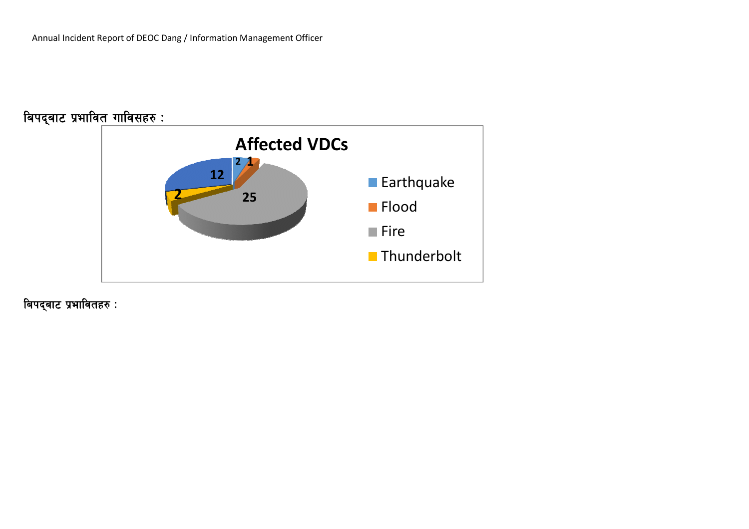**बिपद्बाट प्रभावित गाविसहरु :**

**Affected VDCs**

| Category | Affected VDCs |
| --- | --- |
| Earthquake | 2 |
| Flood | 1 |
| Fire | 25 |
| Thunderbolt | 2 |
| (unlabelled in legend) | 12 |

**बिपद्बाट प्रभावितहरु :**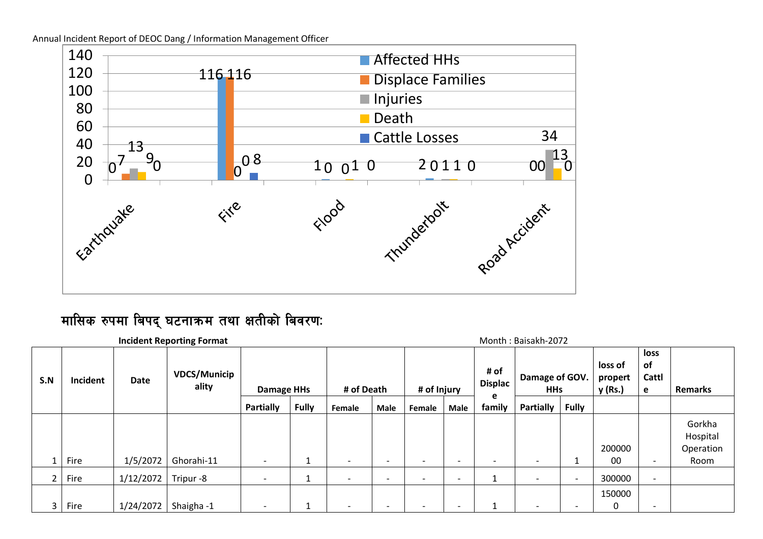Annual Incident Report of DEOC Dang / Information Management Officer

| Incident | Affected HHs | Displace Families | Injuries | Death | Cattle Losses |
|---|---|---|---|---|---|
| Earthquake | 0 | 7 | 13 | 9 | 0 |
| Fire | 116 | 116 | 0 | 0 | 8 |
| Flood | 1 | 0 | 0 | 1 | 0 |
| Thunderbolt | 2 | 0 | 1 | 1 | 0 |
| Road Accident | 0 | 0 | 34 | 13 | 0 |

## मासिक रुपमा बिपद् घटनाक्रम तथा क्षतीको बिवरण:

**Incident Reporting Format** Month : Baisakh-2072

| S.N | Incident | Date | VDCS/Municipality | Damage HHs | | # of Death | | # of Injury | | # of Displace family | Damage of GOV. HHs | | loss of property (Rs.) | loss of Cattle | Remarks |
|---|---|---|---|---|---|---|---|---|---|---|---|---|---|---|---|
| | | | | Partially | Fully | Female | Male | Female | Male | | Partially | Fully | | | |
| 1 | Fire | 1/5/2072 | Ghorahi-11 | - | 1 | - | - | - | - | - | - | 1 | 20000000 | - | Gorkha Hospital Operation Room |
| 2 | Fire | 1/12/2072 | Tripur -8 | - | 1 | - | - | - | - | 1 | - | - | 300000 | - | |
| 3 | Fire | 1/24/2072 | Shaigha -1 | - | 1 | - | - | - | - | 1 | - | - | 1500000 | - | |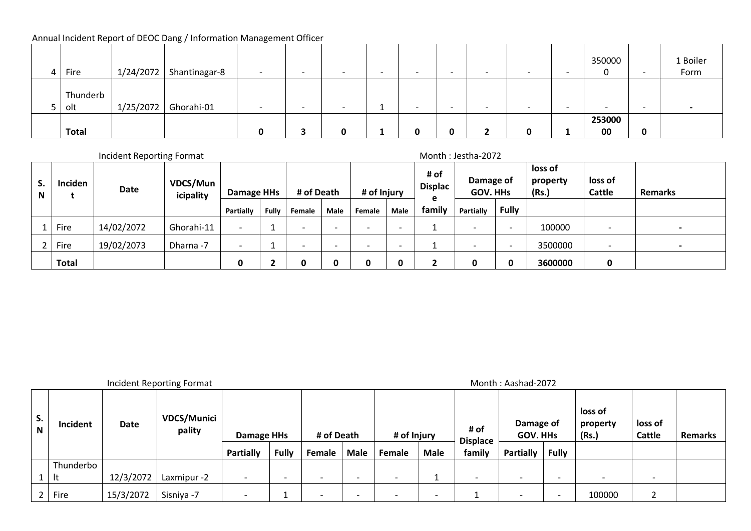Annual Incident Report of DEOC Dang / Information Management Officer

| | | | | | | | | | | | | | | | |
|---|---|---|---|---|---|---|---|---|---|---|---|---|---|---|---|
| 4 | Fire | 1/24/2072 | Shantinagar-8 | - | - | - | - | - | - | - | - | - | 3500000 | - | 1 Boiler Form |
| 5 | Thunderbolt | 1/25/2072 | Ghorahi-01 | - | - | - | 1 | - | - | - | - | - | - | - | - |
| | **Total** | | | **0** | **3** | **0** | **1** | **0** | **0** | **2** | **0** | **1** | **25300000** | **0** | |

Incident Reporting Format — Month : Jestha-2072

| S.N | Incident | Date | VDCS/Municipality | Damage HHs | | # of Death | | # of Injury | | # of Displace family | Damage of GOV. HHs | | loss of property (Rs.) | loss of Cattle | Remarks |
|---|---|---|---|---|---|---|---|---|---|---|---|---|---|---|---|
| | | | | Partially | Fully | Female | Male | Female | Male | | Partially | Fully | | | |
| 1 | Fire | 14/02/2072 | Ghorahi-11 | - | 1 | - | - | - | - | 1 | - | - | 100000 | - | - |
| 2 | Fire | 19/02/2073 | Dharna -7 | - | 1 | - | - | - | - | 1 | - | - | 3500000 | - | - |
| | **Total** | | | **0** | **2** | **0** | **0** | **0** | **0** | **2** | **0** | **0** | **3600000** | **0** | |

Incident Reporting Format — Month : Aashad-2072

| S.N | Incident | Date | VDCS/Municipality | Damage HHs | | # of Death | | # of Injury | | # of Displace family | Damage of GOV. HHs | | loss of property (Rs.) | loss of Cattle | Remarks |
|---|---|---|---|---|---|---|---|---|---|---|---|---|---|---|---|
| | | | | Partially | Fully | Female | Male | Female | Male | | Partially | Fully | | | |
| 1 | Thunderbolt | 12/3/2072 | Laxmipur -2 | - | - | - | - | - | 1 | - | - | - | - | - | |
| 2 | Fire | 15/3/2072 | Sisniya -7 | - | 1 | - | - | - | - | 1 | - | - | 100000 | 2 | |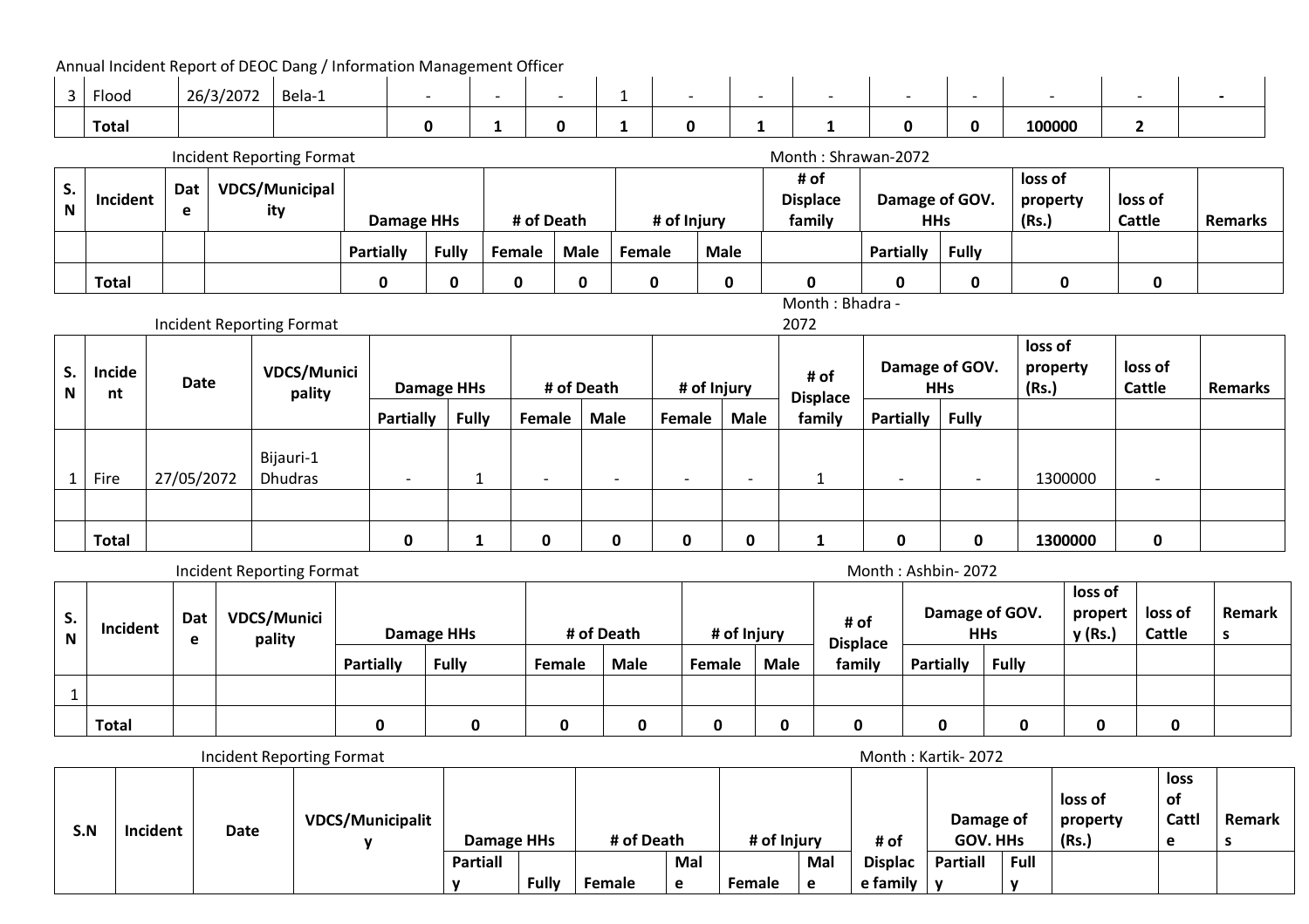Annual Incident Report of DEOC Dang / Information Management Officer

| 3 | Flood | 26/3/2072 | Bela-1 | - | - | - | 1 | - | - | - | - | - | - | - | - |
|---|---|---|---|---|---|---|---|---|---|---|---|---|---|---|---|
| | **Total** | | | **0** | **1** | **0** | **1** | **0** | **1** | **1** | **0** | **0** | **100000** | **2** | |

Incident Reporting Format

Month : Shrawan-2072

| S.N | Incident | Date | VDCS/Municipality | Damage HHs | | # of Death | | # of Injury | | # of Displace family | Damage of GOV. HHs | | loss of property (Rs.) | loss of Cattle | Remarks |
|---|---|---|---|---|---|---|---|---|---|---|---|---|---|---|---|
| | | | | Partially | Fully | Female | Male | Female | Male | | Partially | Fully | | | |
| | **Total** | | | **0** | **0** | **0** | **0** | **0** | **0** | **0** | **0** | **0** | **0** | **0** | |

Incident Reporting Format

Month : Bhadra - 2072

| S.N | Incident | Date | VDCS/Municipality | Damage HHs | | # of Death | | # of Injury | | # of Displace family | Damage of GOV. HHs | | loss of property (Rs.) | loss of Cattle | Remarks |
|---|---|---|---|---|---|---|---|---|---|---|---|---|---|---|---|
| | | | | Partially | Fully | Female | Male | Female | Male | | Partially | Fully | | | |
| 1 | Fire | 27/05/2072 | Bijauri-1 Dhudras | - | 1 | - | - | - | - | 1 | - | - | 1300000 | - | |
| | | | | | | | | | | | | | | | |
| | **Total** | | | **0** | **1** | **0** | **0** | **0** | **0** | **1** | **0** | **0** | **1300000** | **0** | |

Incident Reporting Format

Month : Ashbin- 2072

| S.N | Incident | Date | VDCS/Municipality | Damage HHs | | # of Death | | # of Injury | | # of Displace family | Damage of GOV. HHs | | loss of property (Rs.) | loss of Cattle | Remarks |
|---|---|---|---|---|---|---|---|---|---|---|---|---|---|---|---|
| | | | | Partially | Fully | Female | Male | Female | Male | | Partially | Fully | | | |
| 1 | | | | | | | | | | | | | | | |
| | **Total** | | | **0** | **0** | **0** | **0** | **0** | **0** | **0** | **0** | **0** | **0** | **0** | |

Incident Reporting Format

Month : Kartik- 2072

| S.N | Incident | Date | VDCS/Municipality | Damage HHs | | # of Death | | # of Injury | | # of Displace family | Damage of GOV. HHs | | loss of property (Rs.) | loss of Cattle | Remarks |
|---|---|---|---|---|---|---|---|---|---|---|---|---|---|---|---|
| | | | | Partially | Fully | Female | Male | Female | Male | | Partially | Fully | | | |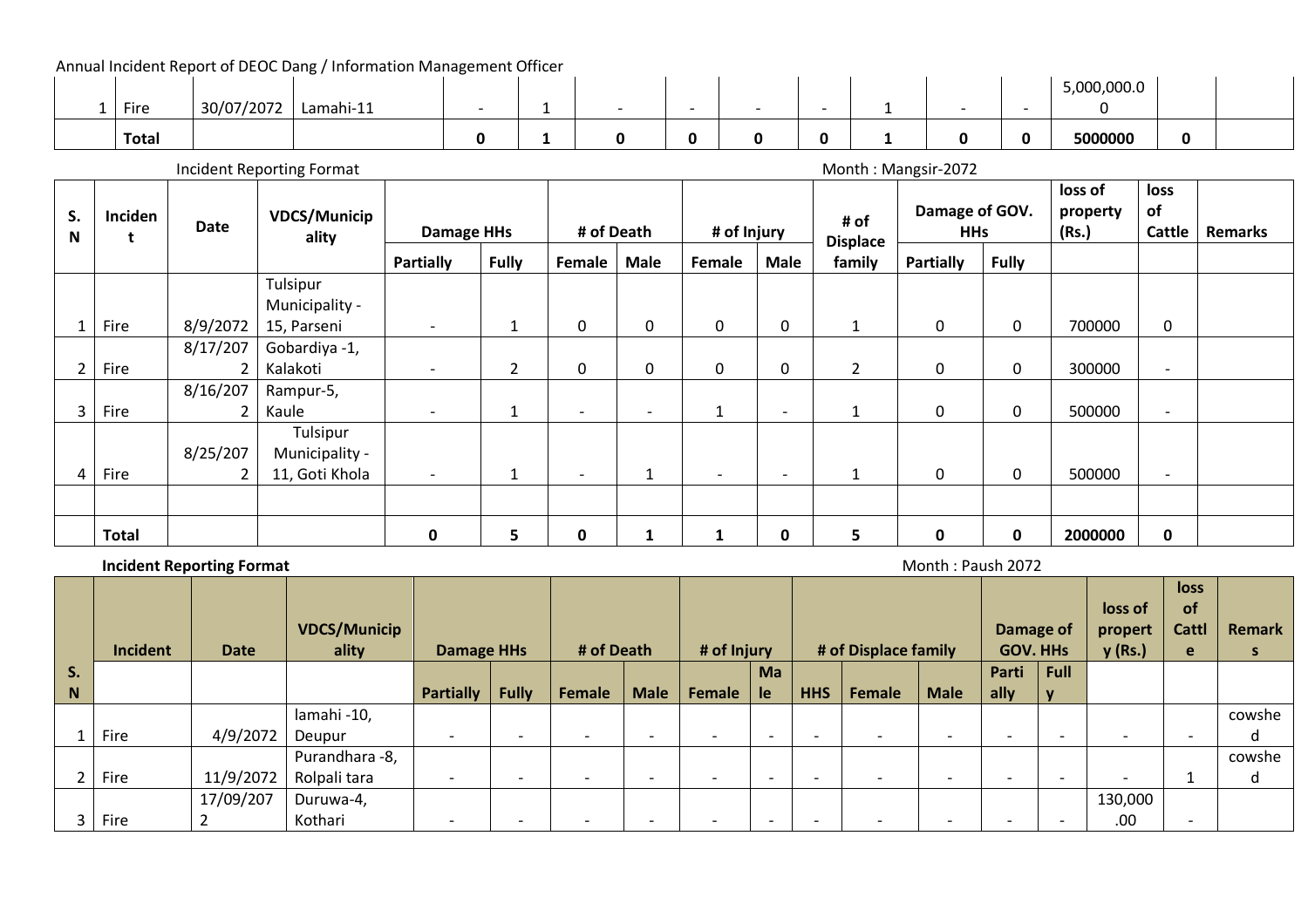Annual Incident Report of DEOC Dang / Information Management Officer

| | | | | | | | | | | | | | | | |
|---|---|---|---|---|---|---|---|---|---|---|---|---|---|---|---|
| 1 | Fire | 30/07/2072 | Lamahi-11 | - | 1 | - | - | - | - | 1 | - | - | 5,000,000.00 | | |
| | **Total** | | | **0** | **1** | **0** | **0** | **0** | **0** | **1** | **0** | **0** | **5000000** | **0** | |

Incident Reporting Format — Month : Mangsir-2072

| S. N | Incident | Date | VDCS/Municipality | Damage HHs | | # of Death | | # of Injury | | # of Displace family | Damage of GOV. HHs | | loss of property (Rs.) | loss of Cattle | Remarks |
|---|---|---|---|---|---|---|---|---|---|---|---|---|---|---|---|
| | | | | Partially | Fully | Female | Male | Female | Male | | Partially | Fully | | | |
| 1 | Fire | 8/9/2072 | Tulsipur Municipality - 15, Parseni | - | 1 | 0 | 0 | 0 | 0 | 1 | 0 | 0 | 700000 | 0 | |
| 2 | Fire | 8/17/2072 | Gobardiya -1, Kalakoti | - | 2 | 0 | 0 | 0 | 0 | 2 | 0 | 0 | 300000 | - | |
| 3 | Fire | 8/16/2072 | Rampur-5, Kaule | - | 1 | - | - | 1 | - | 1 | 0 | 0 | 500000 | - | |
| 4 | Fire | 8/25/2072 | Tulsipur Municipality - 11, Goti Khola | - | 1 | - | 1 | - | - | 1 | 0 | 0 | 500000 | - | |
| | | | | | | | | | | | | | | | |
| | **Total** | | | **0** | **5** | **0** | **1** | **1** | **0** | **5** | **0** | **0** | **2000000** | **0** | |

**Incident Reporting Format** — Month : Paush 2072

| S. N | Incident | Date | VDCS/Municipality | Damage HHs | | # of Death | | # of Injury | | # of Displace family | | | Damage of GOV. HHs | | loss of property (Rs.) | loss of Cattle | Remarks |
|---|---|---|---|---|---|---|---|---|---|---|---|---|---|---|---|---|---|
| | | | | Partially | Fully | Female | Male | Female | Male | HHS | Female | Male | Partially | Fully | | | |
| 1 | Fire | 4/9/2072 | lamahi -10, Deupur | - | - | - | - | - | - | - | - | - | - | - | - | - | cowshed |
| 2 | Fire | 11/9/2072 | Purandhara -8, Rolpali tara | - | - | - | - | - | - | - | - | - | - | - | - | 1 | cowshed |
| 3 | Fire | 17/09/2072 | Duruwa-4, Kothari | - | - | - | - | - | - | - | - | - | - | - | 130,000.00 | - | |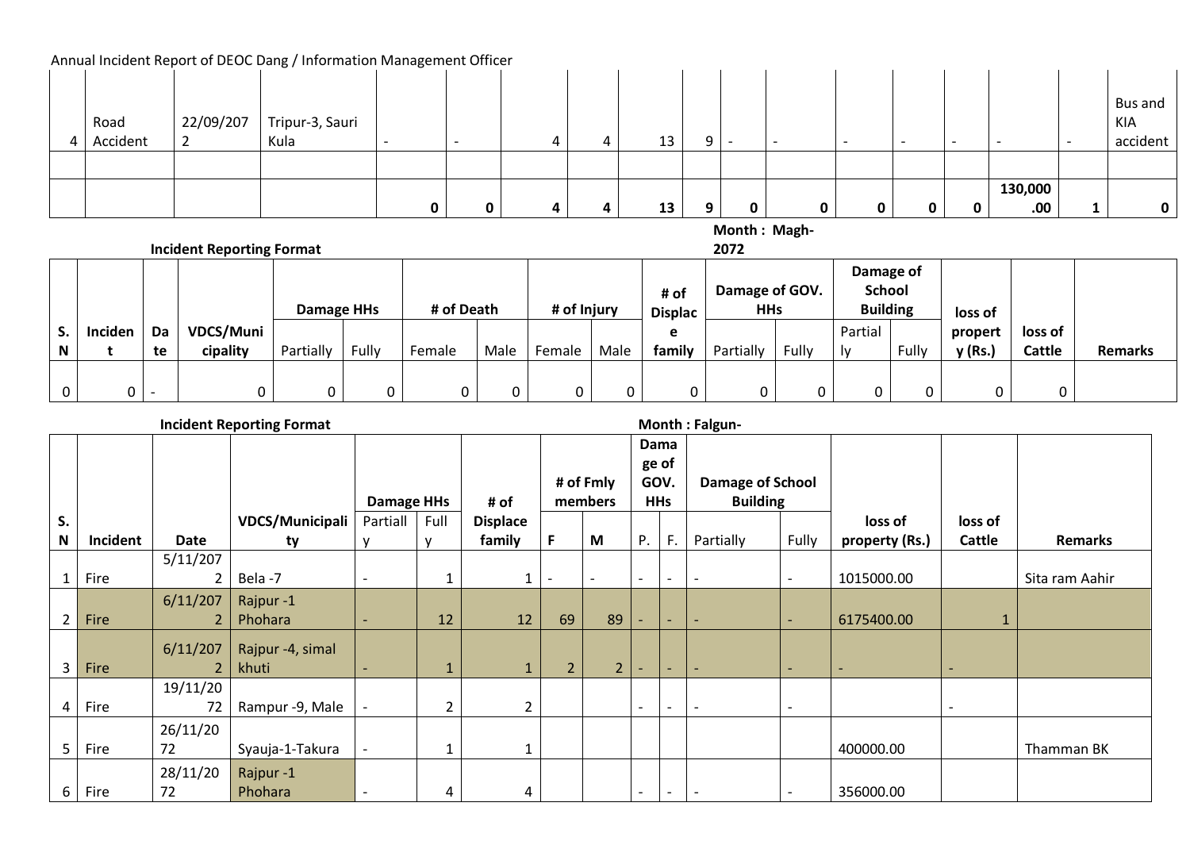| | | | | | | | | | | | | | | | | | |
|---|---|---|---|---|---|---|---|---|---|---|---|---|---|---|---|---|---|
| 4 | Road Accident | 22/09/2072 | Tripur-3, Sauri Kula | - | - | 4 | 4 | 13 | 9 | - | - | - | - | - | - | - | Bus and KIA accident |
| | | | | | | | | | | | | | | | | | |
| | | | | **0** | **0** | **4** | **4** | **13** | **9** | **0** | **0** | **0** | **0** | **0** | **130,000.00** | **1** | **0** |

**Incident Reporting Format** **Month : Magh-2072**

| S.N | Incident | Date | VDCS/Municipality | Damage HHs | | # of Death | | # of Injury | | # of Displace family | Damage of GOV. HHs | | Damage of School Building | | loss of property (Rs.) | loss of Cattle | Remarks |
|---|---|---|---|---|---|---|---|---|---|---|---|---|---|---|---|---|---|
| | | | | Partially | Fully | Female | Male | Female | Male | | Partially | Fully | Partially | Fully | | | |
| 0 | 0 | - | 0 | 0 | 0 | 0 | 0 | 0 | 0 | 0 | 0 | 0 | 0 | 0 | 0 | 0 | |

**Incident Reporting Format** **Month : Falgun-**

| S.N | Incident | Date | VDCS/Municipality | Damage HHs | | # of Displace family | # of Fmly members | | Damage of GOV. HHs | | Damage of School Building | | loss of property (Rs.) | loss of Cattle | Remarks |
|---|---|---|---|---|---|---|---|---|---|---|---|---|---|---|---|
| | | | | Partially | Fully | | F | M | P. | F. | Partially | Fully | | | |
| 1 | Fire | 5/11/2072 | Bela -7 | - | 1 | 1 | - | - | - | - | - | - | 1015000.00 | | Sita ram Aahir |
| 2 | Fire | 6/11/2072 | Rajpur -1 Phohara | - | 12 | 12 | 69 | 89 | - | - | - | - | 6175400.00 | 1 | |
| 3 | Fire | 6/11/2072 | Rajpur -4, simal khuti | - | 1 | 1 | 2 | 2 | - | - | - | - | - | - | |
| 4 | Fire | 19/11/2072 | Rampur -9, Male | - | 2 | 2 | | | - | - | - | - | | - | |
| 5 | Fire | 26/11/2072 | Syauja-1-Takura | - | 1 | 1 | | | | | | | 400000.00 | | Thamman BK |
| 6 | Fire | 28/11/2072 | Rajpur -1 Phohara | - | 4 | 4 | | | - | - | - | - | 356000.00 | | |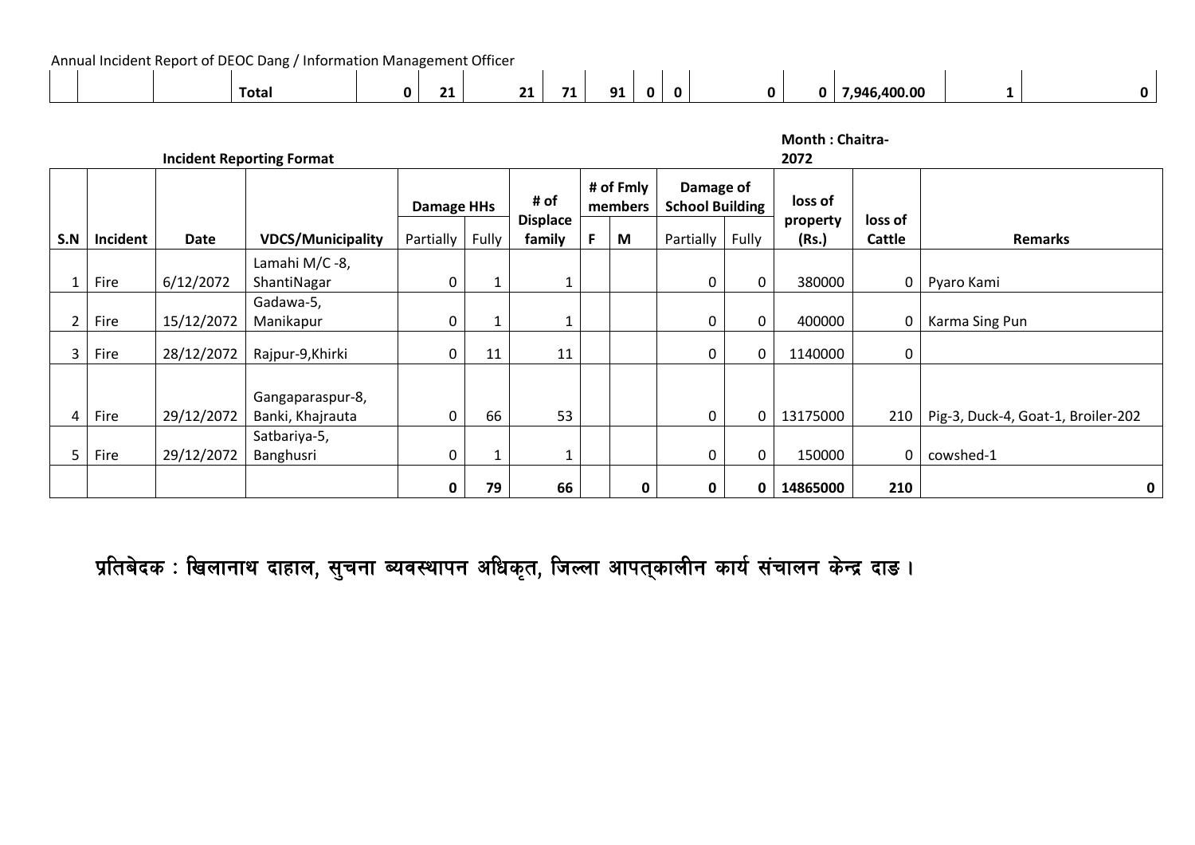| | | | | | | | | | | | | | | | |
|---|---|---|---|---|---|---|---|---|---|---|---|---|---|---|---|
| | | | **Total** | **0** | **21** | **21** | **71** | **91** | **0** | **0** | **0** | **0** | **7,946,400.00** | **1** | **0** |

**Incident Reporting Format**

**Month : Chaitra-2072**

| S.N | Incident | Date | VDCS/Municipality | Damage HHs | | # of Displace family | # of Fmly members | | Damage of School Building | | loss of property (Rs.) | loss of Cattle | Remarks |
|---|---|---|---|---|---|---|---|---|---|---|---|---|---|
| | | | | Partially | Fully | | F | M | Partially | Fully | | | |
| 1 | Fire | 6/12/2072 | Lamahi M/C -8, ShantiNagar | 0 | 1 | 1 | | | 0 | 0 | 380000 | 0 | Pyaro Kami |
| 2 | Fire | 15/12/2072 | Gadawa-5, Manikapur | 0 | 1 | 1 | | | 0 | 0 | 400000 | 0 | Karma Sing Pun |
| 3 | Fire | 28/12/2072 | Rajpur-9,Khirki | 0 | 11 | 11 | | | 0 | 0 | 1140000 | 0 | |
| 4 | Fire | 29/12/2072 | Gangaparaspur-8, Banki, Khajrauta | 0 | 66 | 53 | | | 0 | 0 | 13175000 | 210 | Pig-3, Duck-4, Goat-1, Broiler-202 |
| 5 | Fire | 29/12/2072 | Satbariya-5, Banghusri | 0 | 1 | 1 | | | 0 | 0 | 150000 | 0 | cowshed-1 |
| | | | | **0** | **79** | **66** | | **0** | **0** | **0** | **14865000** | **210** | **0** |

प्रतिबेदक : खिलानाथ दाहाल, सुचना ब्यवस्थापन अधिकृत, जिल्ला आपत्कालीन कार्य संचालन केन्द्र दाङ ।